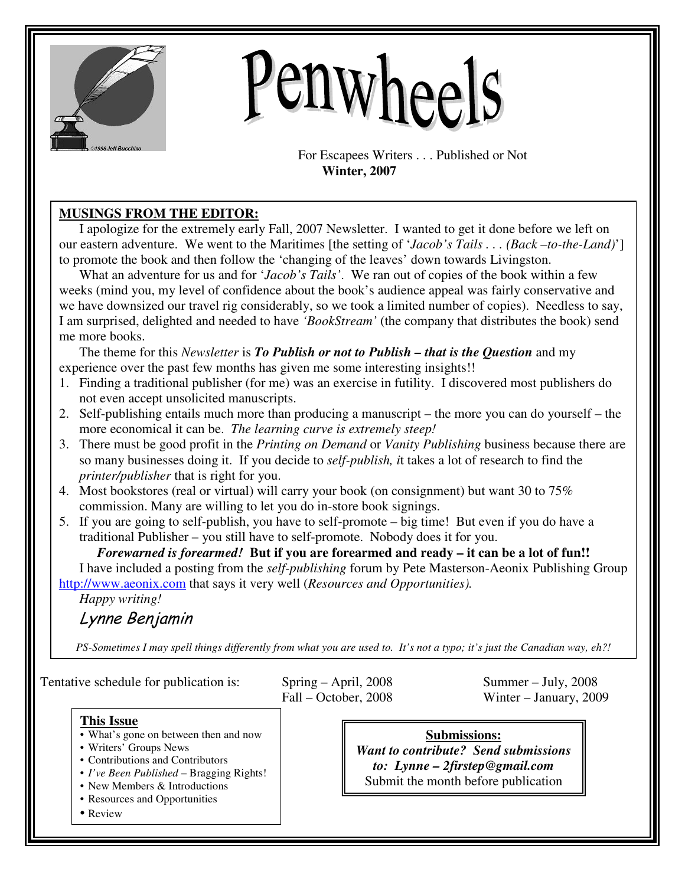# Penwheels

For Escapees Writers . . . Published or Not
**Winter, 2007**

## MUSINGS FROM THE EDITOR:

I apologize for the extremely early Fall, 2007 Newsletter. I wanted to get it done before we left on our eastern adventure. We went to the Maritimes [the setting of '*Jacob's Tails . . . (Back –to-the-Land)*'] to promote the book and then follow the 'changing of the leaves' down towards Livingston.

What an adventure for us and for '*Jacob's Tails*'. We ran out of copies of the book within a few weeks (mind you, my level of confidence about the book's audience appeal was fairly conservative and we have downsized our travel rig considerably, so we took a limited number of copies). Needless to say, I am surprised, delighted and needed to have *'BookStream'* (the company that distributes the book) send me more books.

The theme for this *Newsletter* is ***To Publish or not to Publish – that is the Question*** and my experience over the past few months has given me some interesting insights!!

1. Finding a traditional publisher (for me) was an exercise in futility. I discovered most publishers do not even accept unsolicited manuscripts.
2. Self-publishing entails much more than producing a manuscript – the more you can do yourself – the more economical it can be. *The learning curve is extremely steep!*
3. There must be good profit in the *Printing on Demand* or *Vanity Publishing* business because there are so many businesses doing it. If you decide to *self-publish, i*t takes a lot of research to find the *printer/publisher* that is right for you.
4. Most bookstores (real or virtual) will carry your book (on consignment) but want 30 to 75% commission. Many are willing to let you do in-store book signings.
5. If you are going to self-publish, you have to self-promote – big time! But even if you do have a traditional Publisher – you still have to self-promote. Nobody does it for you.

***Forewarned is forearmed!* But if you are forearmed and ready – it can be a lot of fun!!**

I have included a posting from the *self-publishing* forum by Pete Masterson-Aeonix Publishing Group http://www.aeonix.com that says it very well (*Resources and Opportunities).*

*Happy writing!*

*Lynne Benjamin*

*PS-Sometimes I may spell things differently from what you are used to. It's not a typo; it's just the Canadian way, eh?!*

Tentative schedule for publication is: Spring – April, 2008; Summer – July, 2008; Fall – October, 2008; Winter – January, 2009

**This Issue**

- What's gone on between then and now
- Writers' Groups News
- Contributions and Contributors
- *I've Been Published* – Bragging Rights!
- New Members & Introductions
- Resources and Opportunities
- Review

**Submissions:**
***Want to contribute? Send submissions to: Lynne – 2firstep@gmail.com***
Submit the month before publication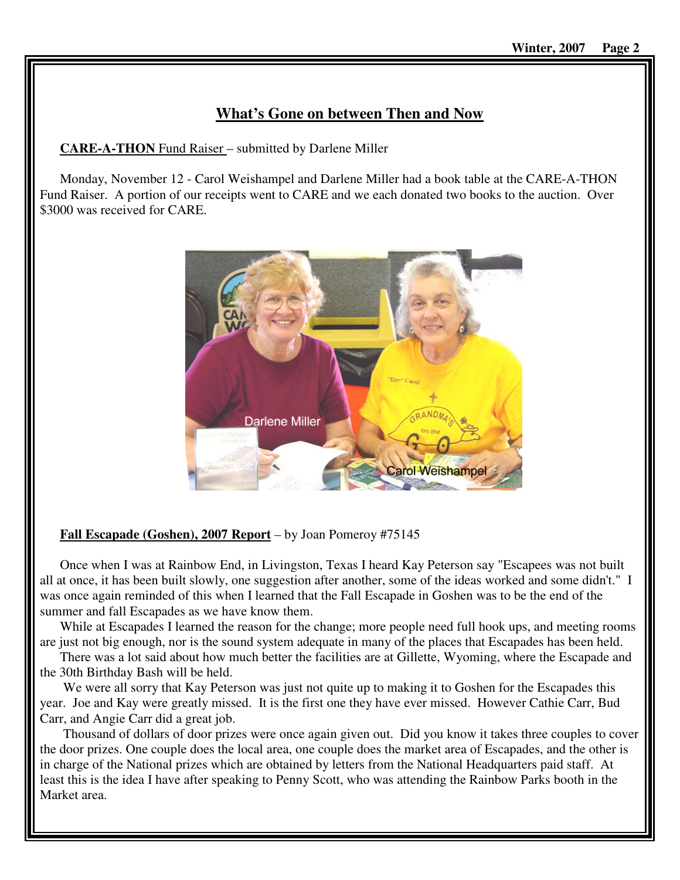## What's Gone on between Then and Now

**CARE-A-THON** Fund Raiser – submitted by Darlene Miller

Monday, November 12 - Carol Weishampel and Darlene Miller had a book table at the CARE-A-THON Fund Raiser. A portion of our receipts went to CARE and we each donated two books to the auction. Over $3000 was received for CARE.

**Fall Escapade (Goshen), 2007 Report** – by Joan Pomeroy #75145

Once when I was at Rainbow End, in Livingston, Texas I heard Kay Peterson say "Escapees was not built all at once, it has been built slowly, one suggestion after another, some of the ideas worked and some didn't." I was once again reminded of this when I learned that the Fall Escapade in Goshen was to be the end of the summer and fall Escapades as we have know them.

While at Escapades I learned the reason for the change; more people need full hook ups, and meeting rooms are just not big enough, nor is the sound system adequate in many of the places that Escapades has been held.

There was a lot said about how much better the facilities are at Gillette, Wyoming, where the Escapade and the 30th Birthday Bash will be held.

We were all sorry that Kay Peterson was just not quite up to making it to Goshen for the Escapades this year. Joe and Kay were greatly missed. It is the first one they have ever missed. However Cathie Carr, Bud Carr, and Angie Carr did a great job.

Thousand of dollars of door prizes were once again given out. Did you know it takes three couples to cover the door prizes. One couple does the local area, one couple does the market area of Escapades, and the other is in charge of the National prizes which are obtained by letters from the National Headquarters paid staff. At least this is the idea I have after speaking to Penny Scott, who was attending the Rainbow Parks booth in the Market area.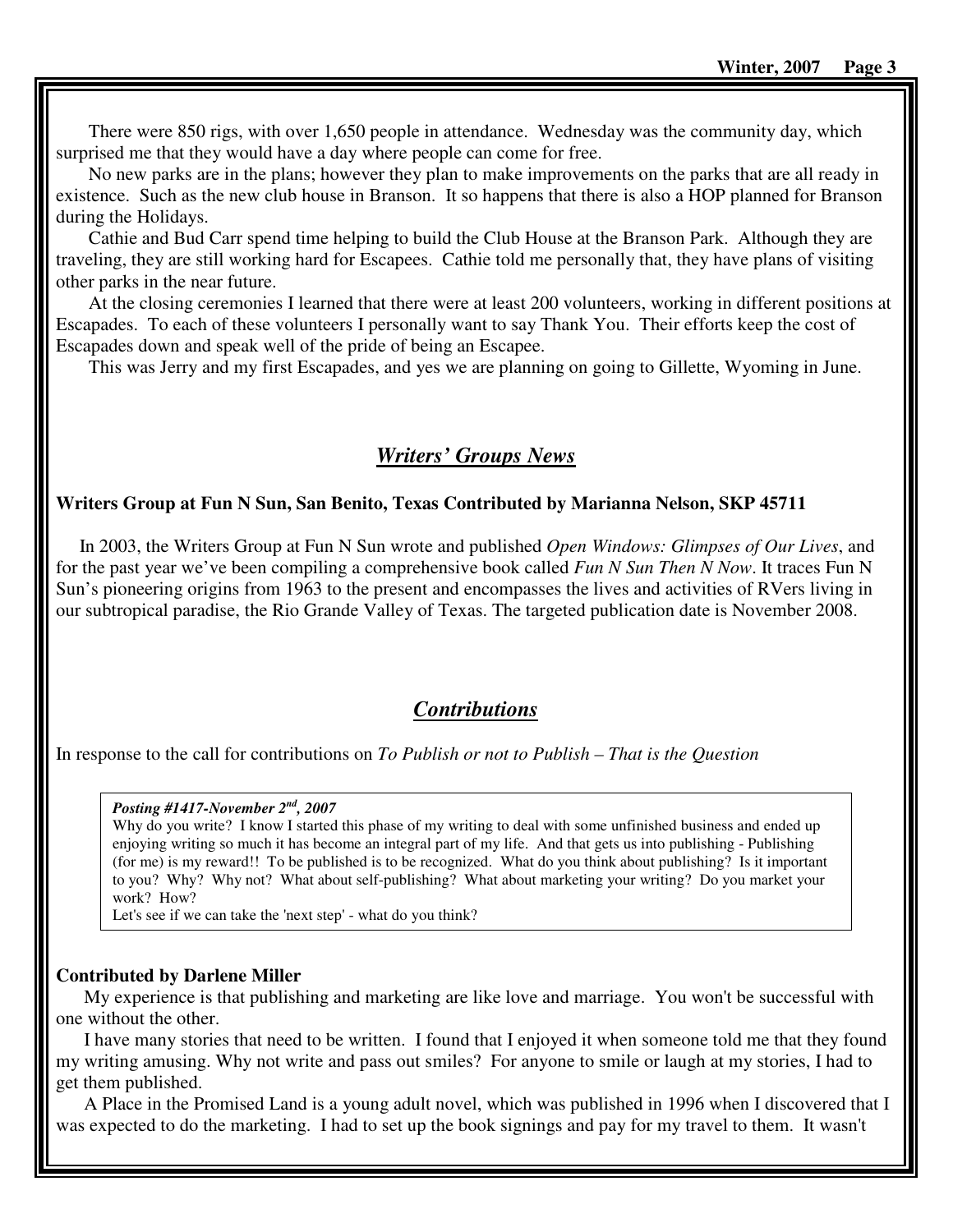There were 850 rigs, with over 1,650 people in attendance. Wednesday was the community day, which surprised me that they would have a day where people can come for free.

No new parks are in the plans; however they plan to make improvements on the parks that are all ready in existence. Such as the new club house in Branson. It so happens that there is also a HOP planned for Branson during the Holidays.

Cathie and Bud Carr spend time helping to build the Club House at the Branson Park. Although they are traveling, they are still working hard for Escapees. Cathie told me personally that, they have plans of visiting other parks in the near future.

At the closing ceremonies I learned that there were at least 200 volunteers, working in different positions at Escapades. To each of these volunteers I personally want to say Thank You. Their efforts keep the cost of Escapades down and speak well of the pride of being an Escapee.

This was Jerry and my first Escapades, and yes we are planning on going to Gillette, Wyoming in June.

## ***Writers' Groups News***

**Writers Group at Fun N Sun, San Benito, Texas Contributed by Marianna Nelson, SKP 45711**

In 2003, the Writers Group at Fun N Sun wrote and published *Open Windows: Glimpses of Our Lives*, and for the past year we've been compiling a comprehensive book called *Fun N Sun Then N Now*. It traces Fun N Sun's pioneering origins from 1963 to the present and encompasses the lives and activities of RVers living in our subtropical paradise, the Rio Grande Valley of Texas. The targeted publication date is November 2008.

## ***Contributions***

In response to the call for contributions on *To Publish or not to Publish – That is the Question*

> ***Posting #1417-November 2nd, 2007***
> Why do you write? I know I started this phase of my writing to deal with some unfinished business and ended up enjoying writing so much it has become an integral part of my life. And that gets us into publishing - Publishing (for me) is my reward!! To be published is to be recognized. What do you think about publishing? Is it important to you? Why? Why not? What about self-publishing? What about marketing your writing? Do you market your work? How?
> Let's see if we can take the 'next step' - what do you think?

**Contributed by Darlene Miller**

My experience is that publishing and marketing are like love and marriage. You won't be successful with one without the other.

I have many stories that need to be written. I found that I enjoyed it when someone told me that they found my writing amusing. Why not write and pass out smiles? For anyone to smile or laugh at my stories, I had to get them published.

A Place in the Promised Land is a young adult novel, which was published in 1996 when I discovered that I was expected to do the marketing. I had to set up the book signings and pay for my travel to them. It wasn't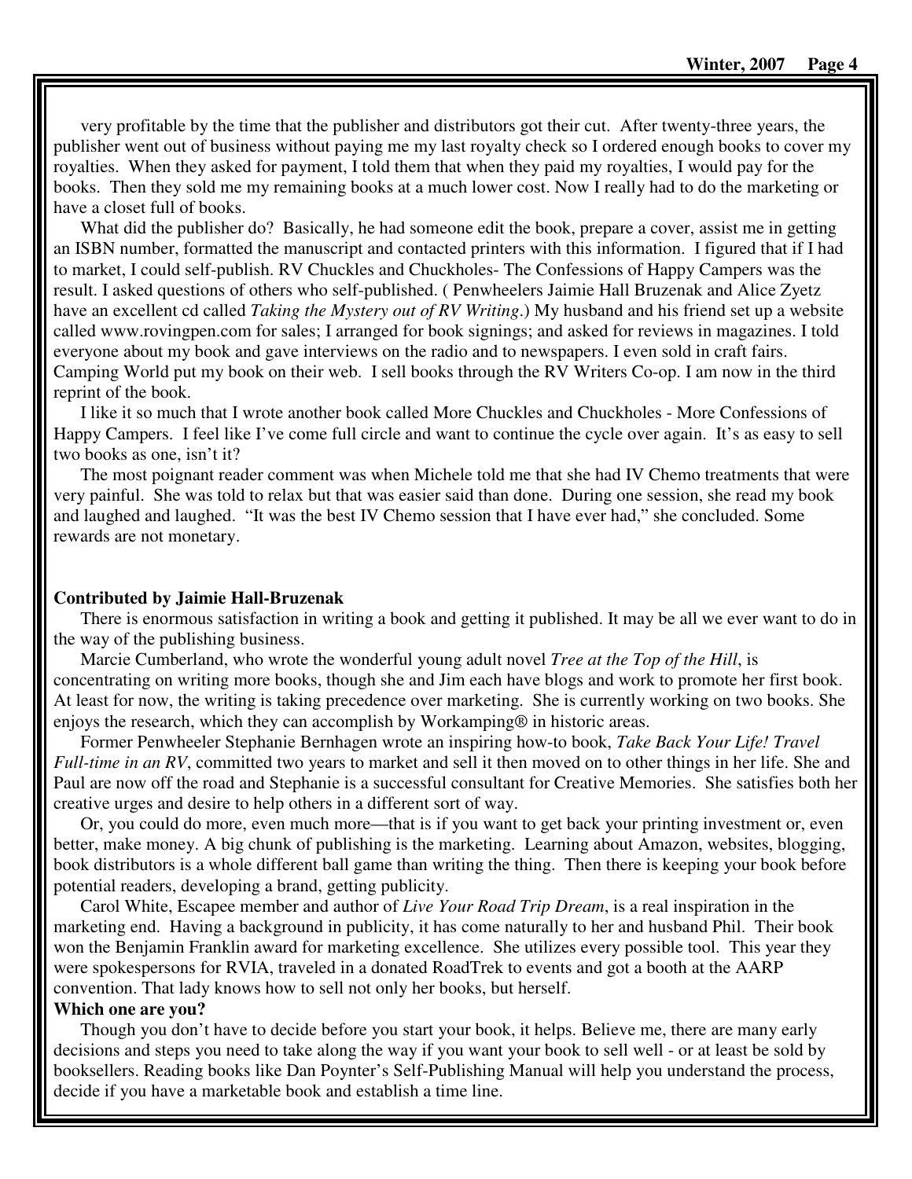very profitable by the time that the publisher and distributors got their cut. After twenty-three years, the publisher went out of business without paying me my last royalty check so I ordered enough books to cover my royalties. When they asked for payment, I told them that when they paid my royalties, I would pay for the books. Then they sold me my remaining books at a much lower cost. Now I really had to do the marketing or have a closet full of books.

What did the publisher do? Basically, he had someone edit the book, prepare a cover, assist me in getting an ISBN number, formatted the manuscript and contacted printers with this information. I figured that if I had to market, I could self-publish. RV Chuckles and Chuckholes- The Confessions of Happy Campers was the result. I asked questions of others who self-published. ( Penwheelers Jaimie Hall Bruzenak and Alice Zyetz have an excellent cd called *Taking the Mystery out of RV Writing*.) My husband and his friend set up a website called www.rovingpen.com for sales; I arranged for book signings; and asked for reviews in magazines. I told everyone about my book and gave interviews on the radio and to newspapers. I even sold in craft fairs. Camping World put my book on their web. I sell books through the RV Writers Co-op. I am now in the third reprint of the book.

I like it so much that I wrote another book called More Chuckles and Chuckholes - More Confessions of Happy Campers. I feel like I've come full circle and want to continue the cycle over again. It's as easy to sell two books as one, isn't it?

The most poignant reader comment was when Michele told me that she had IV Chemo treatments that were very painful. She was told to relax but that was easier said than done. During one session, she read my book and laughed and laughed. "It was the best IV Chemo session that I have ever had," she concluded. Some rewards are not monetary.

**Contributed by Jaimie Hall-Bruzenak**

There is enormous satisfaction in writing a book and getting it published. It may be all we ever want to do in the way of the publishing business.

Marcie Cumberland, who wrote the wonderful young adult novel *Tree at the Top of the Hill*, is concentrating on writing more books, though she and Jim each have blogs and work to promote her first book. At least for now, the writing is taking precedence over marketing. She is currently working on two books. She enjoys the research, which they can accomplish by Workamping® in historic areas.

Former Penwheeler Stephanie Bernhagen wrote an inspiring how-to book, *Take Back Your Life! Travel Full-time in an RV*, committed two years to market and sell it then moved on to other things in her life. She and Paul are now off the road and Stephanie is a successful consultant for Creative Memories. She satisfies both her creative urges and desire to help others in a different sort of way.

Or, you could do more, even much more—that is if you want to get back your printing investment or, even better, make money. A big chunk of publishing is the marketing. Learning about Amazon, websites, blogging, book distributors is a whole different ball game than writing the thing. Then there is keeping your book before potential readers, developing a brand, getting publicity.

Carol White, Escapee member and author of *Live Your Road Trip Dream*, is a real inspiration in the marketing end. Having a background in publicity, it has come naturally to her and husband Phil. Their book won the Benjamin Franklin award for marketing excellence. She utilizes every possible tool. This year they were spokespersons for RVIA, traveled in a donated RoadTrek to events and got a booth at the AARP convention. That lady knows how to sell not only her books, but herself.

**Which one are you?**

Though you don't have to decide before you start your book, it helps. Believe me, there are many early decisions and steps you need to take along the way if you want your book to sell well - or at least be sold by booksellers. Reading books like Dan Poynter's Self-Publishing Manual will help you understand the process, decide if you have a marketable book and establish a time line.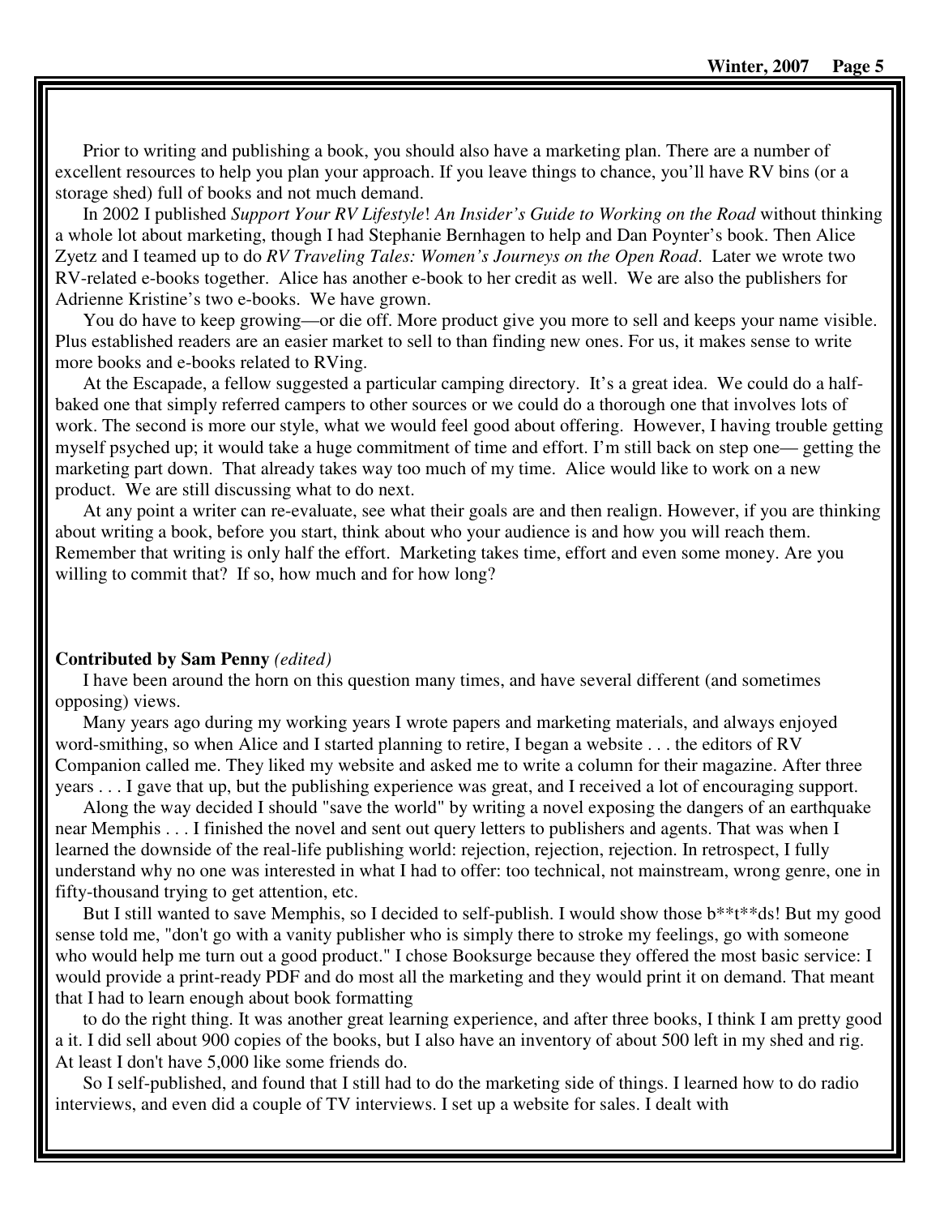Prior to writing and publishing a book, you should also have a marketing plan. There are a number of excellent resources to help you plan your approach. If you leave things to chance, you'll have RV bins (or a storage shed) full of books and not much demand.

In 2002 I published *Support Your RV Lifestyle*! *An Insider's Guide to Working on the Road* without thinking a whole lot about marketing, though I had Stephanie Bernhagen to help and Dan Poynter's book. Then Alice Zyetz and I teamed up to do *RV Traveling Tales: Women's Journeys on the Open Road*. Later we wrote two RV-related e-books together. Alice has another e-book to her credit as well. We are also the publishers for Adrienne Kristine's two e-books. We have grown.

You do have to keep growing—or die off. More product give you more to sell and keeps your name visible. Plus established readers are an easier market to sell to than finding new ones. For us, it makes sense to write more books and e-books related to RVing.

At the Escapade, a fellow suggested a particular camping directory. It's a great idea. We could do a half-baked one that simply referred campers to other sources or we could do a thorough one that involves lots of work. The second is more our style, what we would feel good about offering. However, I having trouble getting myself psyched up; it would take a huge commitment of time and effort. I'm still back on step one— getting the marketing part down. That already takes way too much of my time. Alice would like to work on a new product. We are still discussing what to do next.

At any point a writer can re-evaluate, see what their goals are and then realign. However, if you are thinking about writing a book, before you start, think about who your audience is and how you will reach them. Remember that writing is only half the effort. Marketing takes time, effort and even some money. Are you willing to commit that? If so, how much and for how long?

**Contributed by Sam Penny** *(edited)*

I have been around the horn on this question many times, and have several different (and sometimes opposing) views.

Many years ago during my working years I wrote papers and marketing materials, and always enjoyed word-smithing, so when Alice and I started planning to retire, I began a website . . . the editors of RV Companion called me. They liked my website and asked me to write a column for their magazine. After three years . . . I gave that up, but the publishing experience was great, and I received a lot of encouraging support.

Along the way decided I should "save the world" by writing a novel exposing the dangers of an earthquake near Memphis . . . I finished the novel and sent out query letters to publishers and agents. That was when I learned the downside of the real-life publishing world: rejection, rejection, rejection. In retrospect, I fully understand why no one was interested in what I had to offer: too technical, not mainstream, wrong genre, one in fifty-thousand trying to get attention, etc.

But I still wanted to save Memphis, so I decided to self-publish. I would show those b**t**ds! But my good sense told me, "don't go with a vanity publisher who is simply there to stroke my feelings, go with someone who would help me turn out a good product." I chose Booksurge because they offered the most basic service: I would provide a print-ready PDF and do most all the marketing and they would print it on demand. That meant that I had to learn enough about book formatting

to do the right thing. It was another great learning experience, and after three books, I think I am pretty good a it. I did sell about 900 copies of the books, but I also have an inventory of about 500 left in my shed and rig. At least I don't have 5,000 like some friends do.

So I self-published, and found that I still had to do the marketing side of things. I learned how to do radio interviews, and even did a couple of TV interviews. I set up a website for sales. I dealt with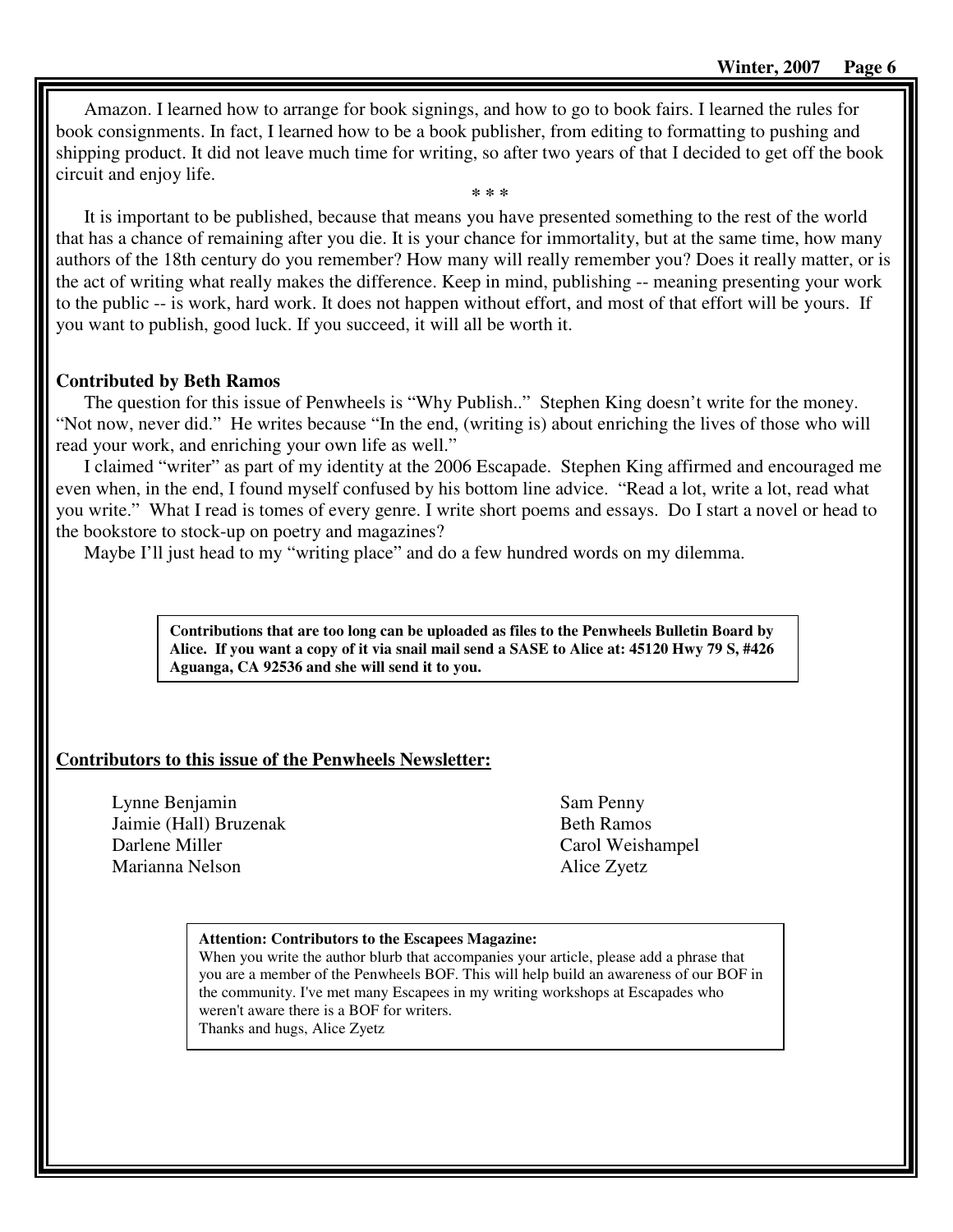Amazon. I learned how to arrange for book signings, and how to go to book fairs. I learned the rules for book consignments. In fact, I learned how to be a book publisher, from editing to formatting to pushing and shipping product. It did not leave much time for writing, so after two years of that I decided to get off the book circuit and enjoy life.

\* \* \*

It is important to be published, because that means you have presented something to the rest of the world that has a chance of remaining after you die. It is your chance for immortality, but at the same time, how many authors of the 18th century do you remember? How many will really remember you? Does it really matter, or is the act of writing what really makes the difference. Keep in mind, publishing -- meaning presenting your work to the public -- is work, hard work. It does not happen without effort, and most of that effort will be yours. If you want to publish, good luck. If you succeed, it will all be worth it.

**Contributed by Beth Ramos**

The question for this issue of Penwheels is "Why Publish.." Stephen King doesn't write for the money. "Not now, never did." He writes because "In the end, (writing is) about enriching the lives of those who will read your work, and enriching your own life as well."

I claimed "writer" as part of my identity at the 2006 Escapade. Stephen King affirmed and encouraged me even when, in the end, I found myself confused by his bottom line advice. "Read a lot, write a lot, read what you write." What I read is tomes of every genre. I write short poems and essays. Do I start a novel or head to the bookstore to stock-up on poetry and magazines?

Maybe I'll just head to my "writing place" and do a few hundred words on my dilemma.

**Contributions that are too long can be uploaded as files to the Penwheels Bulletin Board by Alice. If you want a copy of it via snail mail send a SASE to Alice at: 45120 Hwy 79 S, #426 Aguanga, CA 92536 and she will send it to you.**

**Contributors to this issue of the Penwheels Newsletter:**

Lynne Benjamin
Jaimie (Hall) Bruzenak
Darlene Miller
Marianna Nelson
Sam Penny
Beth Ramos
Carol Weishampel
Alice Zyetz

**Attention: Contributors to the Escapees Magazine:**
When you write the author blurb that accompanies your article, please add a phrase that you are a member of the Penwheels BOF. This will help build an awareness of our BOF in the community. I've met many Escapees in my writing workshops at Escapades who weren't aware there is a BOF for writers.
Thanks and hugs, Alice Zyetz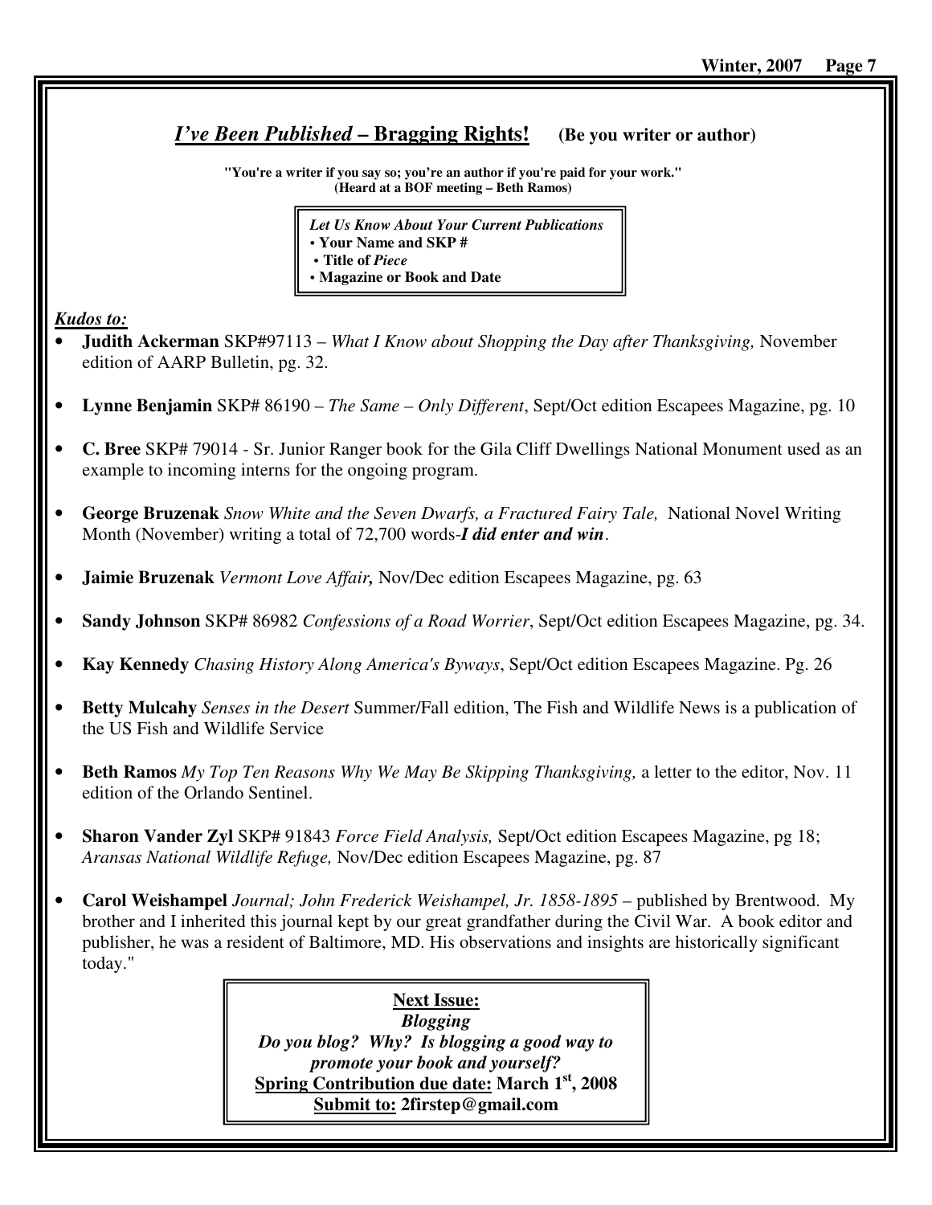## *I've Been Published* – Bragging Rights! (Be you writer or author)

**"You're a writer if you say so; you're an author if you're paid for your work."**
**(Heard at a BOF meeting – Beth Ramos)**

> ***Let Us Know About Your Current Publications***
> - **Your Name and SKP #**
> - **Title of *Piece***
> - **Magazine or Book and Date**

***Kudos to:***

- **Judith Ackerman** SKP#97113 – *What I Know about Shopping the Day after Thanksgiving,* November edition of AARP Bulletin, pg. 32.

- **Lynne Benjamin** SKP# 86190 – *The Same – Only Different*, Sept/Oct edition Escapees Magazine, pg. 10

- **C. Bree** SKP# 79014 - Sr. Junior Ranger book for the Gila Cliff Dwellings National Monument used as an example to incoming interns for the ongoing program.

- **George Bruzenak** *Snow White and the Seven Dwarfs, a Fractured Fairy Tale,* National Novel Writing Month (November) writing a total of 72,700 words-***I did enter and win***.

- **Jaimie Bruzenak** *Vermont Love Affair,* Nov/Dec edition Escapees Magazine, pg. 63

- **Sandy Johnson** SKP# 86982 *Confessions of a Road Worrier*, Sept/Oct edition Escapees Magazine, pg. 34.

- **Kay Kennedy** *Chasing History Along America's Byways*, Sept/Oct edition Escapees Magazine. Pg. 26

- **Betty Mulcahy** *Senses in the Desert* Summer/Fall edition, The Fish and Wildlife News is a publication of the US Fish and Wildlife Service

- **Beth Ramos** *My Top Ten Reasons Why We May Be Skipping Thanksgiving,* a letter to the editor, Nov. 11 edition of the Orlando Sentinel.

- **Sharon Vander Zyl** SKP# 91843 *Force Field Analysis,* Sept/Oct edition Escapees Magazine, pg 18; *Aransas National Wildlife Refuge,* Nov/Dec edition Escapees Magazine, pg. 87

- **Carol Weishampel** *Journal; John Frederick Weishampel, Jr. 1858-1895* – published by Brentwood. My brother and I inherited this journal kept by our great grandfather during the Civil War. A book editor and publisher, he was a resident of Baltimore, MD. His observations and insights are historically significant today."

> **Next Issue:**
> ***Blogging***
> ***Do you blog? Why? Is blogging a good way to promote your book and yourself?***
> **Spring Contribution due date: March 1st, 2008**
> **Submit to: 2firstep@gmail.com**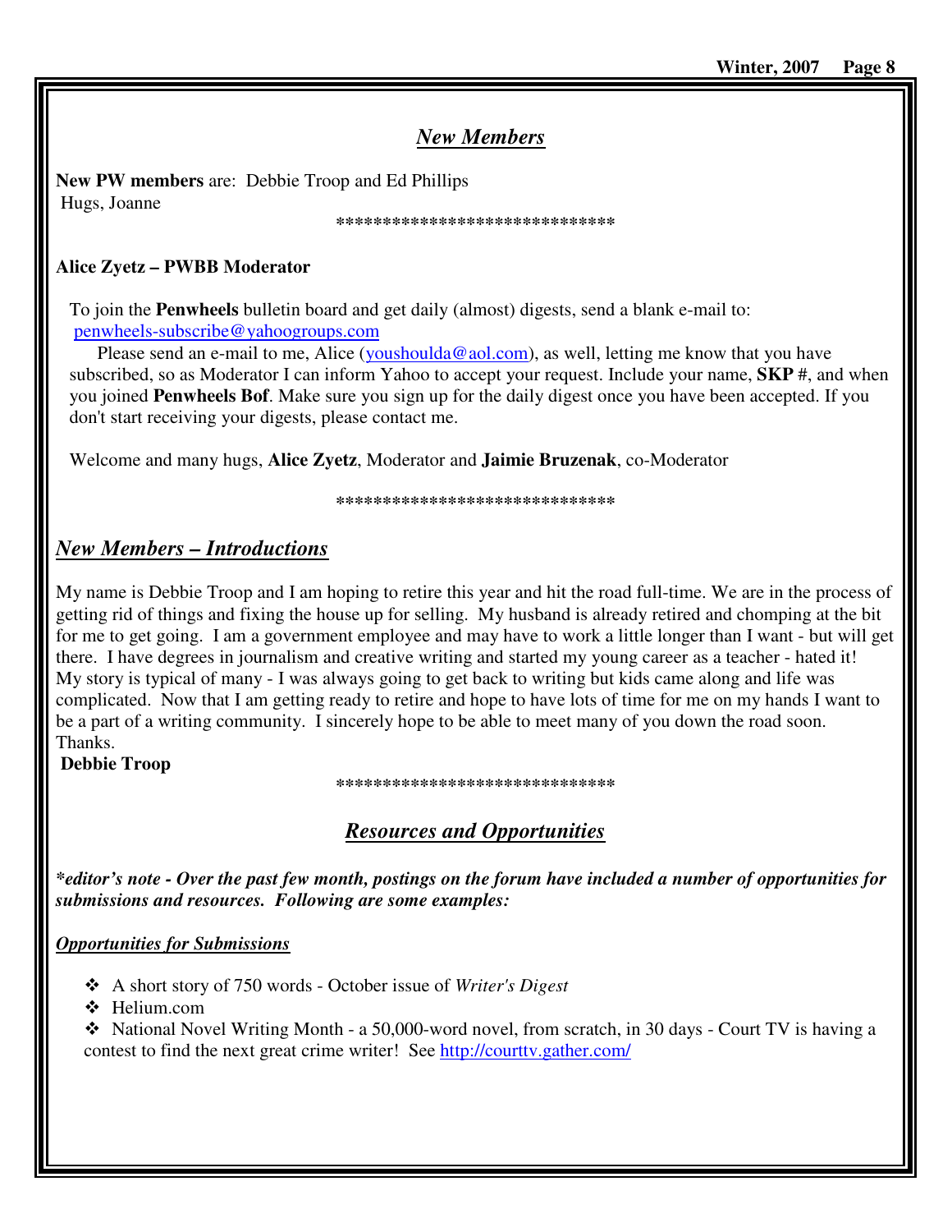## *New Members*

**New PW members** are: Debbie Troop and Ed Phillips
Hugs, Joanne

******************************

**Alice Zyetz – PWBB Moderator**

To join the **Penwheels** bulletin board and get daily (almost) digests, send a blank e-mail to: penwheels-subscribe@yahoogroups.com

Please send an e-mail to me, Alice (youshoulda@aol.com), as well, letting me know that you have subscribed, so as Moderator I can inform Yahoo to accept your request. Include your name, **SKP #**, and when you joined **Penwheels Bof**. Make sure you sign up for the daily digest once you have been accepted. If you don't start receiving your digests, please contact me.

Welcome and many hugs, **Alice Zyetz**, Moderator and **Jaimie Bruzenak**, co-Moderator

******************************

## *New Members – Introductions*

My name is Debbie Troop and I am hoping to retire this year and hit the road full-time. We are in the process of getting rid of things and fixing the house up for selling. My husband is already retired and chomping at the bit for me to get going. I am a government employee and may have to work a little longer than I want - but will get there. I have degrees in journalism and creative writing and started my young career as a teacher - hated it! My story is typical of many - I was always going to get back to writing but kids came along and life was complicated. Now that I am getting ready to retire and hope to have lots of time for me on my hands I want to be a part of a writing community. I sincerely hope to be able to meet many of you down the road soon. Thanks.
**Debbie Troop**

******************************

## *Resources and Opportunities*

***editor's note - Over the past few month, postings on the forum have included a number of opportunities for submissions and resources. Following are some examples:***

### *Opportunities for Submissions*

- A short story of 750 words - October issue of *Writer's Digest*
- Helium.com
- National Novel Writing Month - a 50,000-word novel, from scratch, in 30 days - Court TV is having a contest to find the next great crime writer! See http://courttv.gather.com/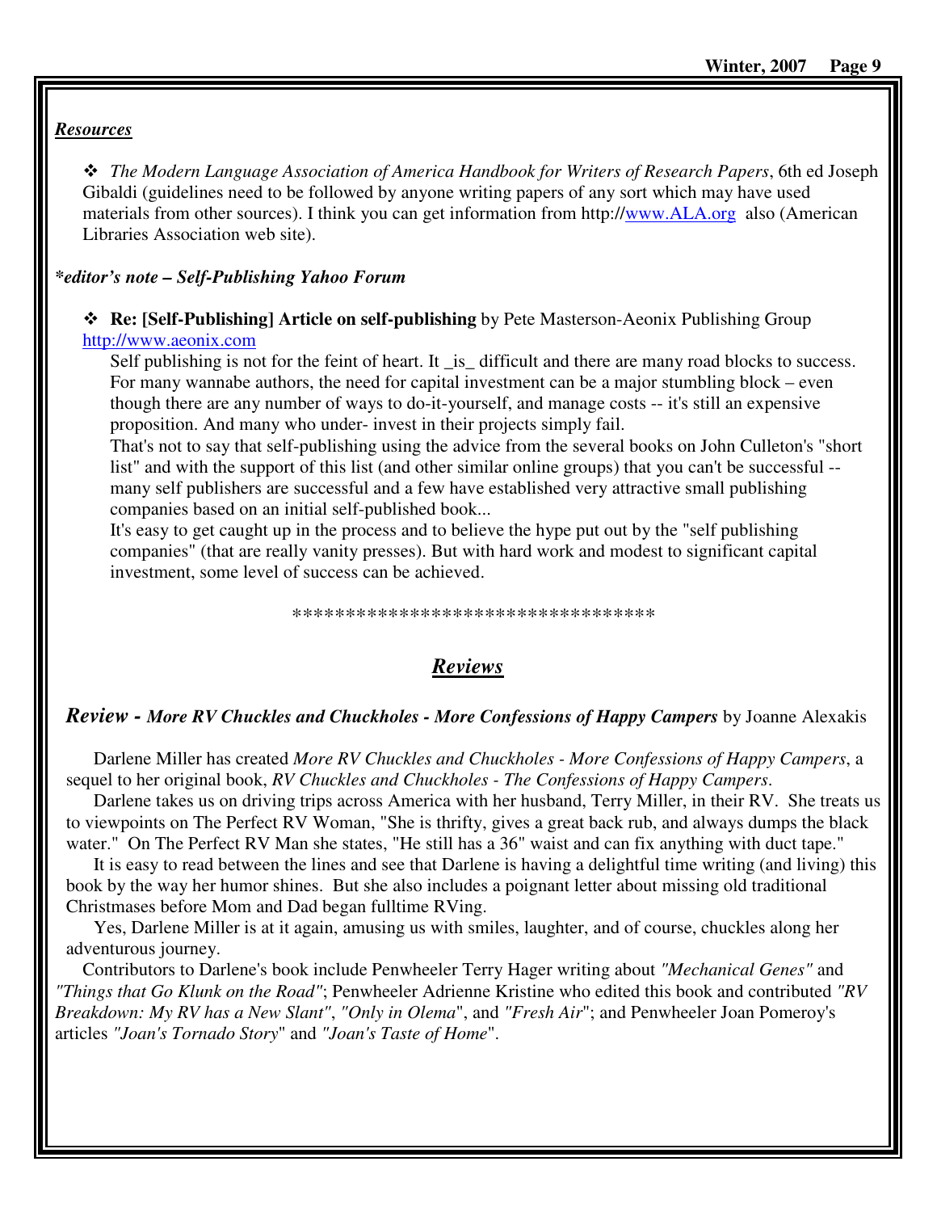### *Resources*

- *The Modern Language Association of America Handbook for Writers of Research Papers*, 6th ed Joseph Gibaldi (guidelines need to be followed by anyone writing papers of any sort which may have used materials from other sources). I think you can get information from http://www.ALA.org also (American Libraries Association web site).

***editor's note – Self-Publishing Yahoo Forum***

- **Re: [Self-Publishing] Article on self-publishing** by Pete Masterson-Aeonix Publishing Group http://www.aeonix.com

  Self publishing is not for the feint of heart. It _is_ difficult and there are many road blocks to success. For many wannabe authors, the need for capital investment can be a major stumbling block – even though there are any number of ways to do-it-yourself, and manage costs -- it's still an expensive proposition. And many who under- invest in their projects simply fail.

  That's not to say that self-publishing using the advice from the several books on John Culleton's "short list" and with the support of this list (and other similar online groups) that you can't be successful -- many self publishers are successful and a few have established very attractive small publishing companies based on an initial self-published book...

  It's easy to get caught up in the process and to believe the hype put out by the "self publishing companies" (that are really vanity presses). But with hard work and modest to significant capital investment, some level of success can be achieved.

**********************************

## *Reviews*

***Review - More RV Chuckles and Chuckholes - More Confessions of Happy Campers*** by Joanne Alexakis

Darlene Miller has created *More RV Chuckles and Chuckholes - More Confessions of Happy Campers*, a sequel to her original book, *RV Chuckles and Chuckholes - The Confessions of Happy Campers*.

Darlene takes us on driving trips across America with her husband, Terry Miller, in their RV. She treats us to viewpoints on The Perfect RV Woman, "She is thrifty, gives a great back rub, and always dumps the black water." On The Perfect RV Man she states, "He still has a 36" waist and can fix anything with duct tape."

It is easy to read between the lines and see that Darlene is having a delightful time writing (and living) this book by the way her humor shines. But she also includes a poignant letter about missing old traditional Christmases before Mom and Dad began fulltime RVing.

Yes, Darlene Miller is at it again, amusing us with smiles, laughter, and of course, chuckles along her adventurous journey.

Contributors to Darlene's book include Penwheeler Terry Hager writing about *"Mechanical Genes"* and *"Things that Go Klunk on the Road"*; Penwheeler Adrienne Kristine who edited this book and contributed *"RV Breakdown: My RV has a New Slant"*, *"Only in Olema"*, and *"Fresh Air"*; and Penwheeler Joan Pomeroy's articles *"Joan's Tornado Story"* and *"Joan's Taste of Home"*.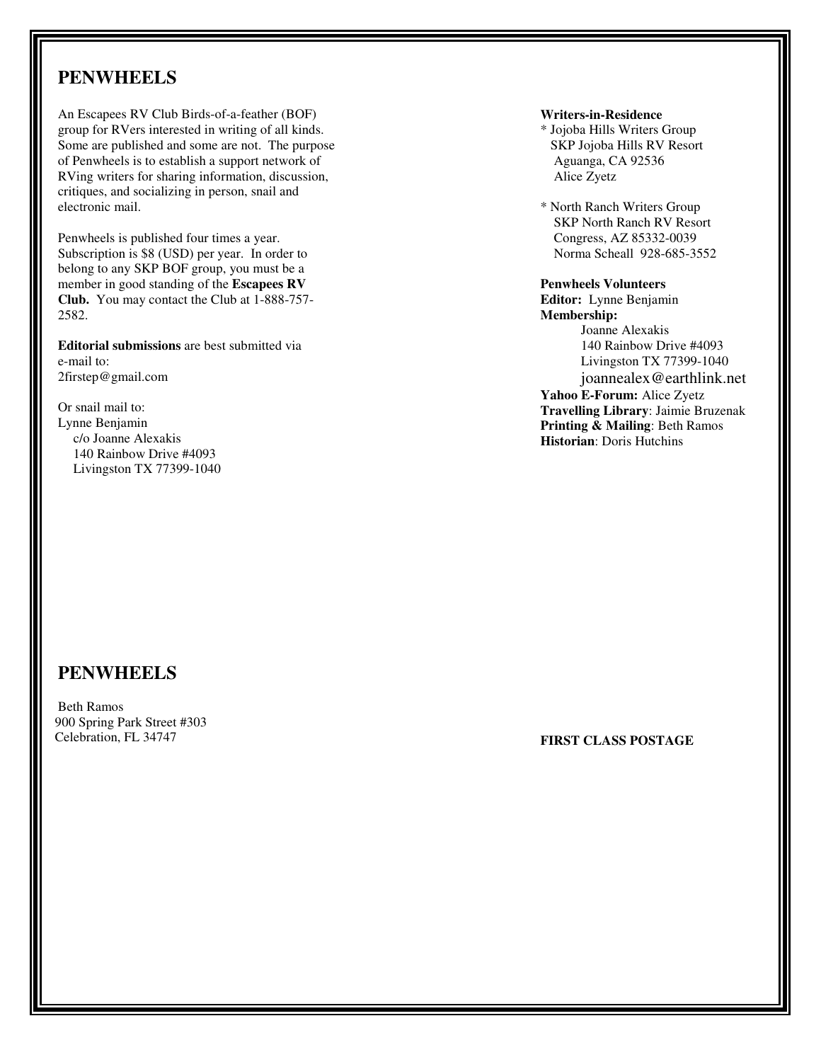## PENWHEELS

An Escapees RV Club Birds-of-a-feather (BOF) group for RVers interested in writing of all kinds. Some are published and some are not. The purpose of Penwheels is to establish a support network of RVing writers for sharing information, discussion, critiques, and socializing in person, snail and electronic mail.

Penwheels is published four times a year. Subscription is $8 (USD) per year. In order to belong to any SKP BOF group, you must be a member in good standing of the **Escapees RV Club.** You may contact the Club at 1-888-757-2582.

**Editorial submissions** are best submitted via e-mail to:
2firstep@gmail.com

Or snail mail to:
Lynne Benjamin
c/o Joanne Alexakis
140 Rainbow Drive #4093
Livingston TX 77399-1040

**Writers-in-Residence**

* Jojoba Hills Writers Group
  SKP Jojoba Hills RV Resort
  Aguanga, CA 92536
  Alice Zyetz

* North Ranch Writers Group
  SKP North Ranch RV Resort
  Congress, AZ 85332-0039
  Norma Scheall 928-685-3552

**Penwheels Volunteers**
**Editor:** Lynne Benjamin
**Membership:**
Joanne Alexakis
140 Rainbow Drive #4093
Livingston TX 77399-1040
joannealex@earthlink.net
**Yahoo E-Forum:** Alice Zyetz
**Travelling Library**: Jaimie Bruzenak
**Printing & Mailing**: Beth Ramos
**Historian**: Doris Hutchins

## PENWHEELS

Beth Ramos
900 Spring Park Street #303
Celebration, FL 34747

**FIRST CLASS POSTAGE**